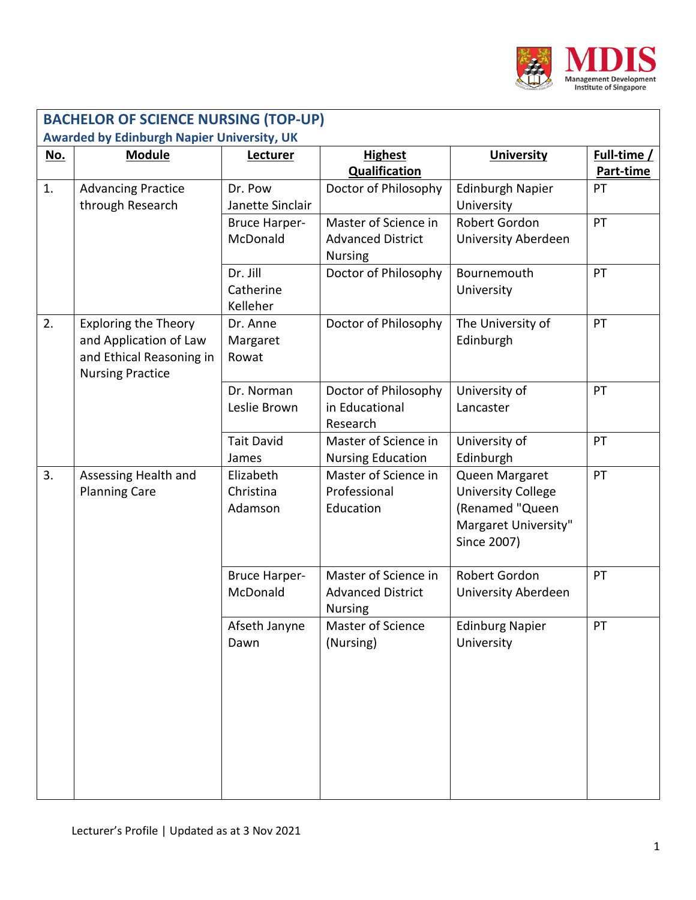## BACHELOR OF SCIENCE NURSING (TOP-UP)

**Awarded by Edinburgh Napier University, UK**

| No. | Module | Lecturer | Highest Qualification | University | Full-time / Part-time |
|---|---|---|---|---|---|
| 1. | Advancing Practice through Research | Dr. Pow Janette Sinclair | Doctor of Philosophy | Edinburgh Napier University | PT |
| | | Bruce Harper-McDonald | Master of Science in Advanced District Nursing | Robert Gordon University Aberdeen | PT |
| | | Dr. Jill Catherine Kelleher | Doctor of Philosophy | Bournemouth University | PT |
| 2. | Exploring the Theory and Application of Law and Ethical Reasoning in Nursing Practice | Dr. Anne Margaret Rowat | Doctor of Philosophy | The University of Edinburgh | PT |
| | | Dr. Norman Leslie Brown | Doctor of Philosophy in Educational Research | University of Lancaster | PT |
| | | Tait David James | Master of Science in Nursing Education | University of Edinburgh | PT |
| 3. | Assessing Health and Planning Care | Elizabeth Christina Adamson | Master of Science in Professional Education | Queen Margaret University College (Renamed "Queen Margaret University" Since 2007) | PT |
| | | Bruce Harper-McDonald | Master of Science in Advanced District Nursing | Robert Gordon University Aberdeen | PT |
| | | Afseth Janyne Dawn | Master of Science (Nursing) | Edinburg Napier University | PT |

Lecturer's Profile | Updated as at 3 Nov 2021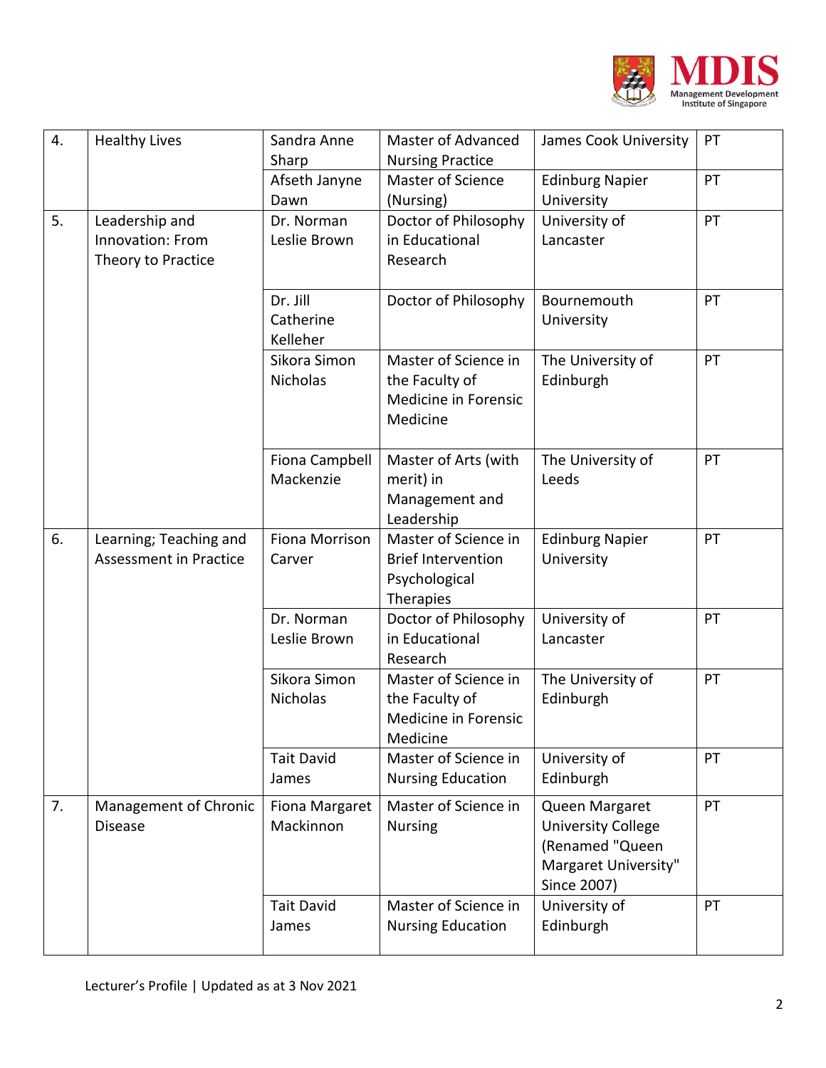| 4. | Healthy Lives | Sandra Anne Sharp | Master of Advanced Nursing Practice | James Cook University | PT |
|---|---|---|---|---|---|
| | | Afseth Janyne Dawn | Master of Science (Nursing) | Edinburg Napier University | PT |
| 5. | Leadership and Innovation: From Theory to Practice | Dr. Norman Leslie Brown | Doctor of Philosophy in Educational Research | University of Lancaster | PT |
| | | Dr. Jill Catherine Kelleher | Doctor of Philosophy | Bournemouth University | PT |
| | | Sikora Simon Nicholas | Master of Science in the Faculty of Medicine in Forensic Medicine | The University of Edinburgh | PT |
| | | Fiona Campbell Mackenzie | Master of Arts (with merit) in Management and Leadership | The University of Leeds | PT |
| 6. | Learning; Teaching and Assessment in Practice | Fiona Morrison Carver | Master of Science in Brief Intervention Psychological Therapies | Edinburg Napier University | PT |
| | | Dr. Norman Leslie Brown | Doctor of Philosophy in Educational Research | University of Lancaster | PT |
| | | Sikora Simon Nicholas | Master of Science in the Faculty of Medicine in Forensic Medicine | The University of Edinburgh | PT |
| | | Tait David James | Master of Science in Nursing Education | University of Edinburgh | PT |
| 7. | Management of Chronic Disease | Fiona Margaret Mackinnon | Master of Science in Nursing | Queen Margaret University College (Renamed "Queen Margaret University" Since 2007) | PT |
| | | Tait David James | Master of Science in Nursing Education | University of Edinburgh | PT |

Lecturer's Profile | Updated as at 3 Nov 2021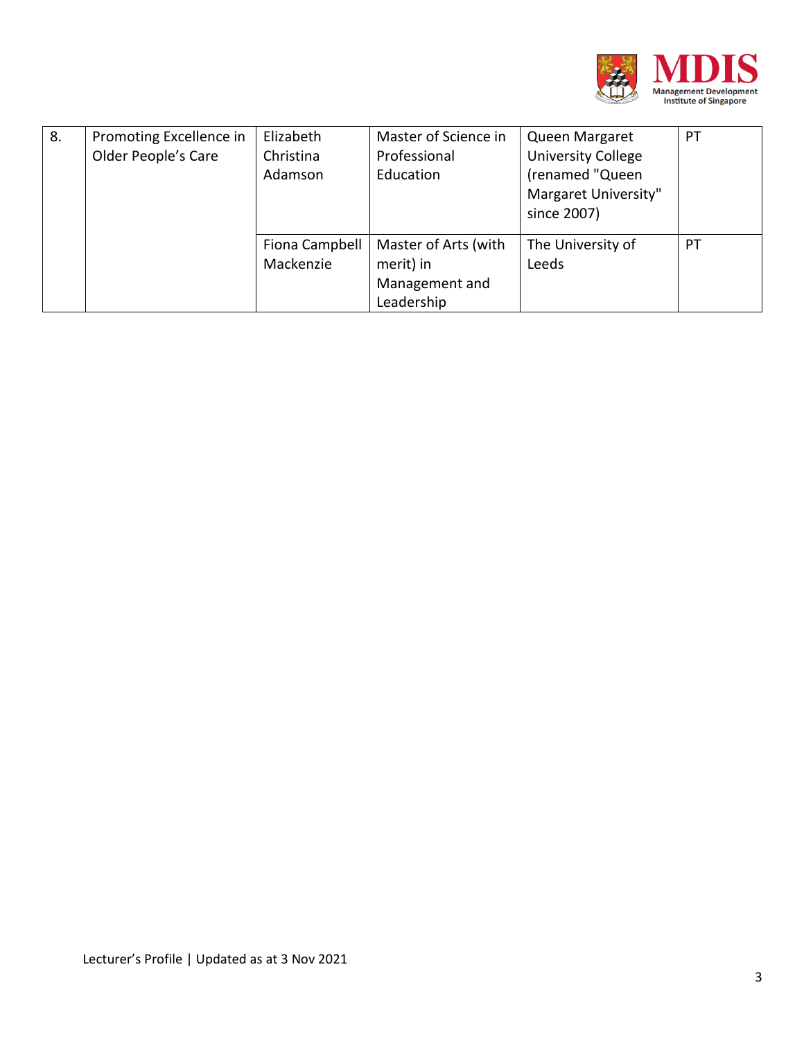| | | | | | |
|---|---|---|---|---|---|
| 8. | Promoting Excellence in Older People's Care | Elizabeth Christina Adamson | Master of Science in Professional Education | Queen Margaret University College (renamed "Queen Margaret University" since 2007) | PT |
| | | Fiona Campbell Mackenzie | Master of Arts (with merit) in Management and Leadership | The University of Leeds | PT |